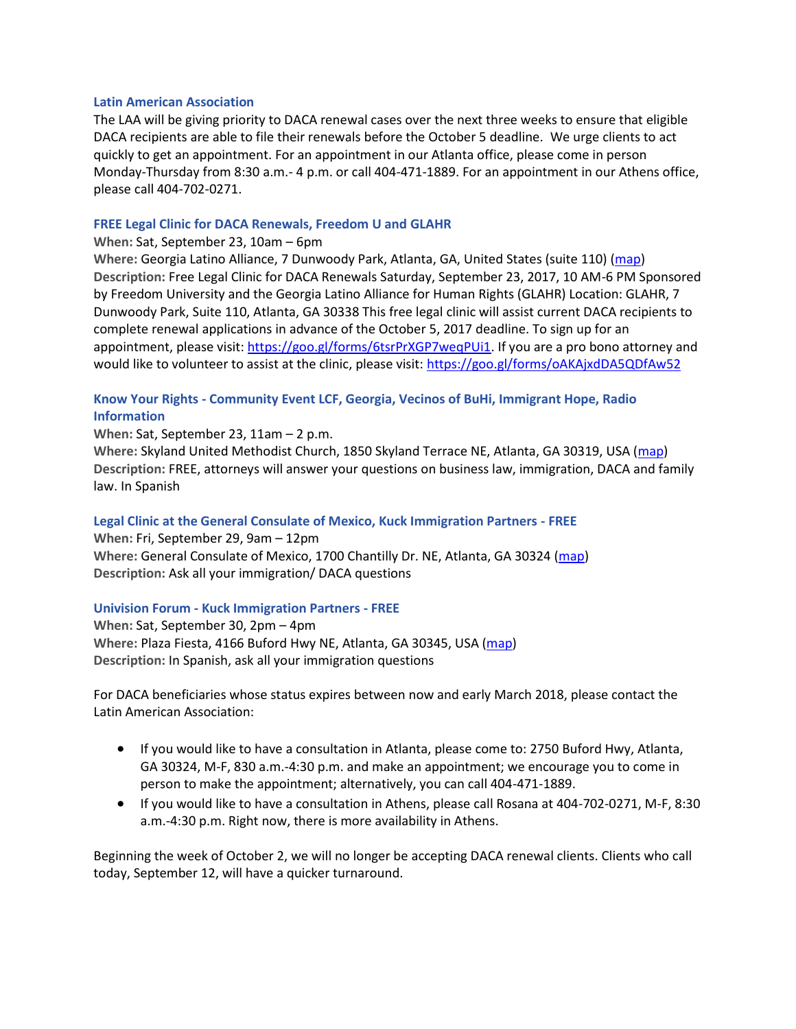### Latin American Association

The LAA will be giving priority to DACA renewal cases over the next three weeks to ensure that eligible DACA recipients are able to file their renewals before the October 5 deadline. We urge clients to act quickly to get an appointment. For an appointment in our Atlanta office, please come in person Monday-Thursday from 8:30 a.m.- 4 p.m. or call 404-471-1889. For an appointment in our Athens office, please call 404-702-0271.

### FREE Legal Clinic for DACA Renewals, Freedom U and GLAHR

**When:** Sat, September 23, 10am – 6pm
**Where:** Georgia Latino Alliance, 7 Dunwoody Park, Atlanta, GA, United States (suite 110) ([map](map))
**Description:** Free Legal Clinic for DACA Renewals Saturday, September 23, 2017, 10 AM-6 PM Sponsored by Freedom University and the Georgia Latino Alliance for Human Rights (GLAHR) Location: GLAHR, 7 Dunwoody Park, Suite 110, Atlanta, GA 30338 This free legal clinic will assist current DACA recipients to complete renewal applications in advance of the October 5, 2017 deadline. To sign up for an appointment, please visit: https://goo.gl/forms/6tsrPrXGP7weqPUi1. If you are a pro bono attorney and would like to volunteer to assist at the clinic, please visit: https://goo.gl/forms/oAKAjxdDA5QDfAw52

### Know Your Rights - Community Event LCF, Georgia, Vecinos of BuHi, Immigrant Hope, Radio Information

**When:** Sat, September 23, 11am – 2 p.m.
**Where:** Skyland United Methodist Church, 1850 Skyland Terrace NE, Atlanta, GA 30319, USA ([map](map))
**Description:** FREE, attorneys will answer your questions on business law, immigration, DACA and family law. In Spanish

### Legal Clinic at the General Consulate of Mexico, Kuck Immigration Partners - FREE

**When:** Fri, September 29, 9am – 12pm
**Where:** General Consulate of Mexico, 1700 Chantilly Dr. NE, Atlanta, GA 30324 ([map](map))
**Description:** Ask all your immigration/ DACA questions

### Univision Forum - Kuck Immigration Partners - FREE

**When:** Sat, September 30, 2pm – 4pm
**Where:** Plaza Fiesta, 4166 Buford Hwy NE, Atlanta, GA 30345, USA ([map](map))
**Description:** In Spanish, ask all your immigration questions

For DACA beneficiaries whose status expires between now and early March 2018, please contact the Latin American Association:

- If you would like to have a consultation in Atlanta, please come to: 2750 Buford Hwy, Atlanta, GA 30324, M-F, 830 a.m.-4:30 p.m. and make an appointment; we encourage you to come in person to make the appointment; alternatively, you can call 404-471-1889.
- If you would like to have a consultation in Athens, please call Rosana at 404-702-0271, M-F, 8:30 a.m.-4:30 p.m. Right now, there is more availability in Athens.

Beginning the week of October 2, we will no longer be accepting DACA renewal clients. Clients who call today, September 12, will have a quicker turnaround.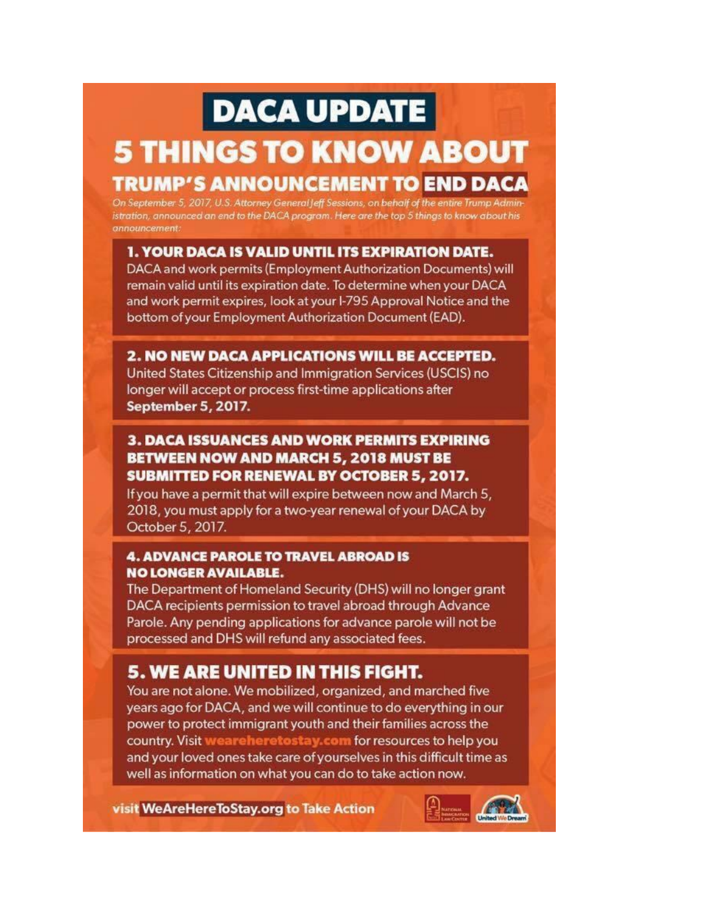# DACA UPDATE

# 5 THINGS TO KNOW ABOUT TRUMP'S ANNOUNCEMENT TO END DACA

*On September 5, 2017, U.S. Attorney General Jeff Sessions, on behalf of the entire Trump Administration, announced an end to the DACA program. Here are the top 5 things to know about his announcement:*

## 1. YOUR DACA IS VALID UNTIL ITS EXPIRATION DATE.

DACA and work permits (Employment Authorization Documents) will remain valid until its expiration date. To determine when your DACA and work permit expires, look at your I-795 Approval Notice and the bottom of your Employment Authorization Document (EAD).

## 2. NO NEW DACA APPLICATIONS WILL BE ACCEPTED.

United States Citizenship and Immigration Services (USCIS) no longer will accept or process first-time applications after **September 5, 2017.**

## 3. DACA ISSUANCES AND WORK PERMITS EXPIRING BETWEEN NOW AND MARCH 5, 2018 MUST BE SUBMITTED FOR RENEWAL BY OCTOBER 5, 2017.

If you have a permit that will expire between now and March 5, 2018, you must apply for a two-year renewal of your DACA by October 5, 2017.

## 4. ADVANCE PAROLE TO TRAVEL ABROAD IS NO LONGER AVAILABLE.

The Department of Homeland Security (DHS) will no longer grant DACA recipients permission to travel abroad through Advance Parole. Any pending applications for advance parole will not be processed and DHS will refund any associated fees.

## 5. WE ARE UNITED IN THIS FIGHT.

You are not alone. We mobilized, organized, and marched five years ago for DACA, and we will continue to do everything in our power to protect immigrant youth and their families across the country. Visit **weareheretostay.com** for resources to help you and your loved ones take care of yourselves in this difficult time as well as information on what you can do to take action now.

visit **WeAreHereToStay.org** to Take Action

National Immigration Law Center

United We Dream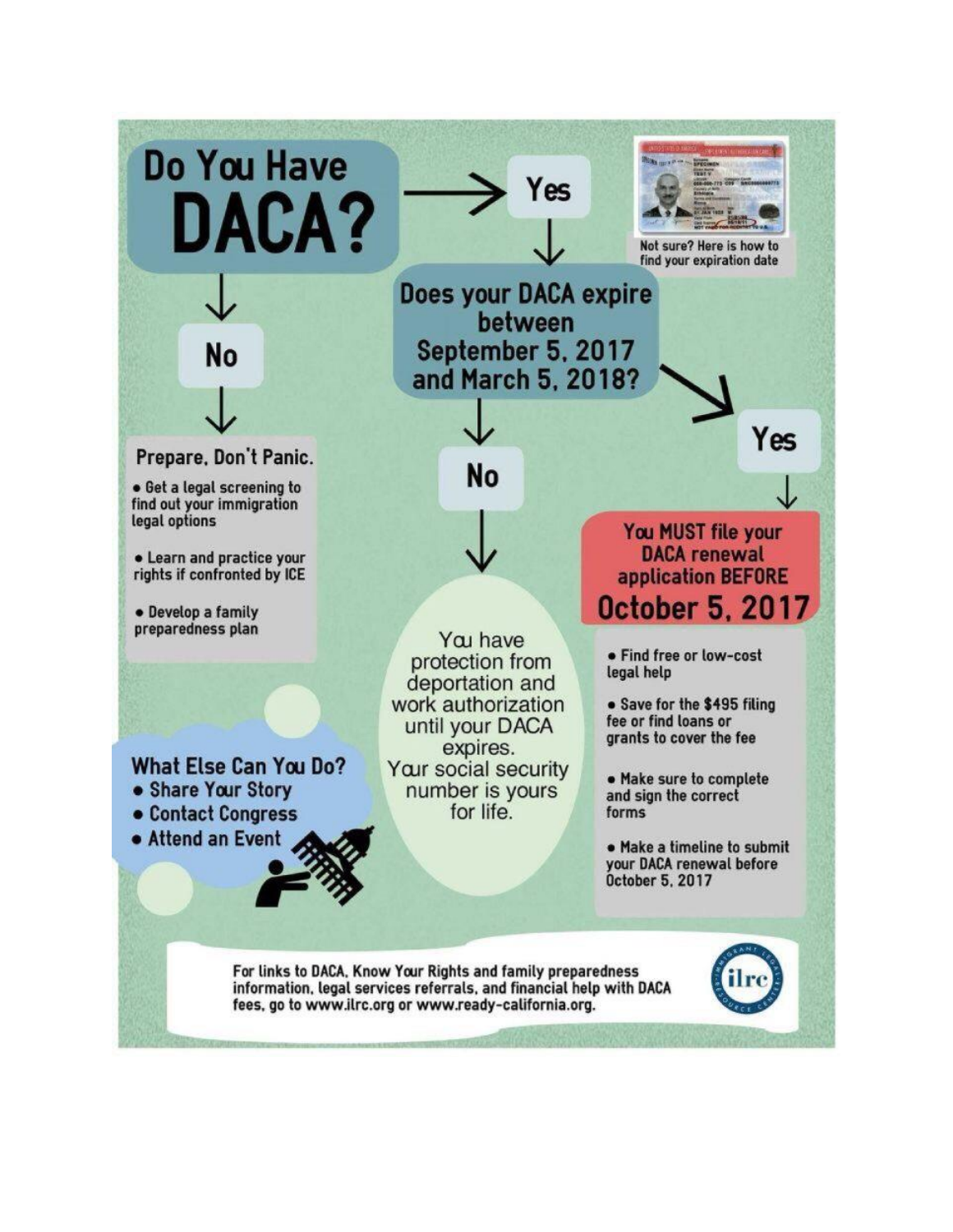# Do You Have DACA?

## No

### Prepare, Don't Panic.

- Get a legal screening to find out your immigration legal options
- Learn and practice your rights if confronted by ICE
- Develop a family preparedness plan

### What Else Can You Do?

- Share Your Story
- Contact Congress
- Attend an Event

## Yes

Not sure? Here is how to find your expiration date

### Does your DACA expire between September 5, 2017 and March 5, 2018?

#### No

You have protection from deportation and work authorization until your DACA expires. Your social security number is yours for life.

#### Yes

**You MUST file your DACA renewal application BEFORE October 5, 2017**

- Find free or low-cost legal help
- Save for the $495 filing fee or find loans or grants to cover the fee
- Make sure to complete and sign the correct forms
- Make a timeline to submit your DACA renewal before October 5, 2017

For links to DACA, Know Your Rights and family preparedness information, legal services referrals, and financial help with DACA fees, go to www.ilrc.org or www.ready-california.org.